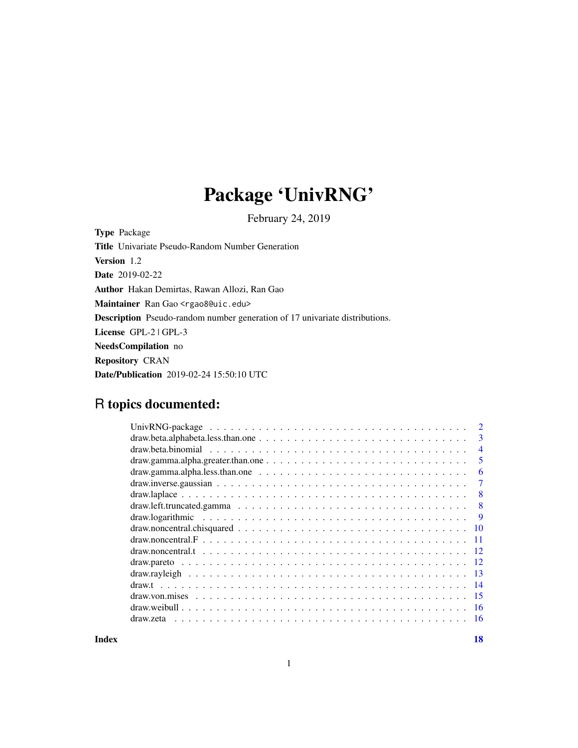# Package 'UnivRNG'

February 24, 2019

**Type** Package

**Title** Univariate Pseudo-Random Number Generation

**Version** 1.2

**Date** 2019-02-22

**Author** Hakan Demirtas, Rawan Allozi, Ran Gao

**Maintainer** Ran Gao <rgao8@uic.edu>

**Description** Pseudo-random number generation of 17 univariate distributions.

**License** GPL-2 | GPL-3

**NeedsCompilation** no

**Repository** CRAN

**Date/Publication** 2019-02-24 15:50:10 UTC

## R topics documented:

| | |
|---|---|
| UnivRNG-package | 2 |
| draw.beta.alphabeta.less.than.one | 3 |
| draw.beta.binomial | 4 |
| draw.gamma.alpha.greater.than.one | 5 |
| draw.gamma.alpha.less.than.one | 6 |
| draw.inverse.gaussian | 7 |
| draw.laplace | 8 |
| draw.left.truncated.gamma | 8 |
| draw.logarithmic | 9 |
| draw.noncentral.chisquared | 10 |
| draw.noncentral.F | 11 |
| draw.noncentral.t | 12 |
| draw.pareto | 12 |
| draw.rayleigh | 13 |
| draw.t | 14 |
| draw.von.mises | 15 |
| draw.weibull | 16 |
| draw.zeta | 16 |
| **Index** | **18** |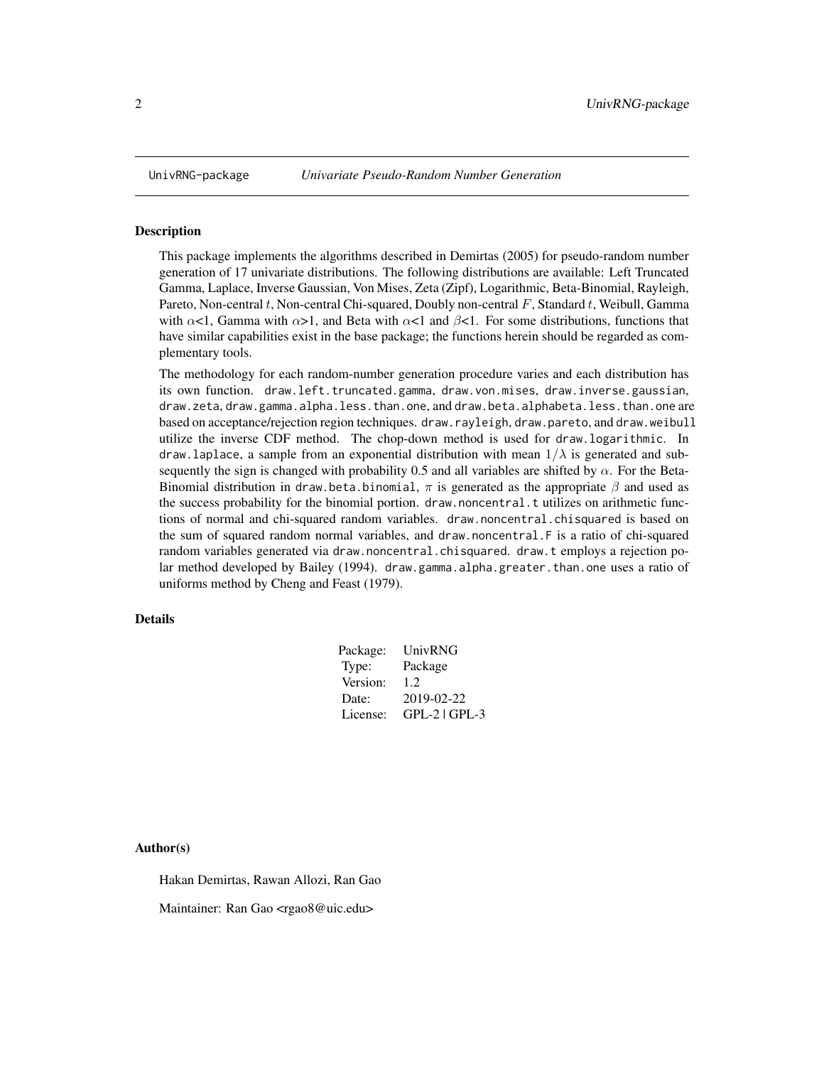UnivRNG-package *Univariate Pseudo-Random Number Generation*

## Description

This package implements the algorithms described in Demirtas (2005) for pseudo-random number generation of 17 univariate distributions. The following distributions are available: Left Truncated Gamma, Laplace, Inverse Gaussian, Von Mises, Zeta (Zipf), Logarithmic, Beta-Binomial, Rayleigh, Pareto, Non-central $t$, Non-central Chi-squared, Doubly non-central $F$, Standard $t$, Weibull, Gamma with $\alpha$<1, Gamma with $\alpha$>1, and Beta with $\alpha$<1 and $\beta$<1. For some distributions, functions that have similar capabilities exist in the base package; the functions herein should be regarded as complementary tools.

The methodology for each random-number generation procedure varies and each distribution has its own function. `draw.left.truncated.gamma`, `draw.von.mises`, `draw.inverse.gaussian`, `draw.zeta`, `draw.gamma.alpha.less.than.one`, and `draw.beta.alphabeta.less.than.one` are based on acceptance/rejection region techniques. `draw.rayleigh`, `draw.pareto`, and `draw.weibull` utilize the inverse CDF method. The chop-down method is used for `draw.logarithmic`. In `draw.laplace`, a sample from an exponential distribution with mean $1/\lambda$ is generated and subsequently the sign is changed with probability 0.5 and all variables are shifted by $\alpha$. For the Beta-Binomial distribution in `draw.beta.binomial`, $\pi$ is generated as the appropriate $\beta$ and used as the success probability for the binomial portion. `draw.noncentral.t` utilizes on arithmetic functions of normal and chi-squared random variables. `draw.noncentral.chisquared` is based on the sum of squared random normal variables, and `draw.noncentral.F` is a ratio of chi-squared random variables generated via `draw.noncentral.chisquared`. `draw.t` employs a rejection polar method developed by Bailey (1994). `draw.gamma.alpha.greater.than.one` uses a ratio of uniforms method by Cheng and Feast (1979).

## Details

| | |
|---|---|
| Package: | UnivRNG |
| Type: | Package |
| Version: | 1.2 |
| Date: | 2019-02-22 |
| License: | GPL-2 \| GPL-3 |

## Author(s)

Hakan Demirtas, Rawan Allozi, Ran Gao

Maintainer: Ran Gao <rgao8@uic.edu>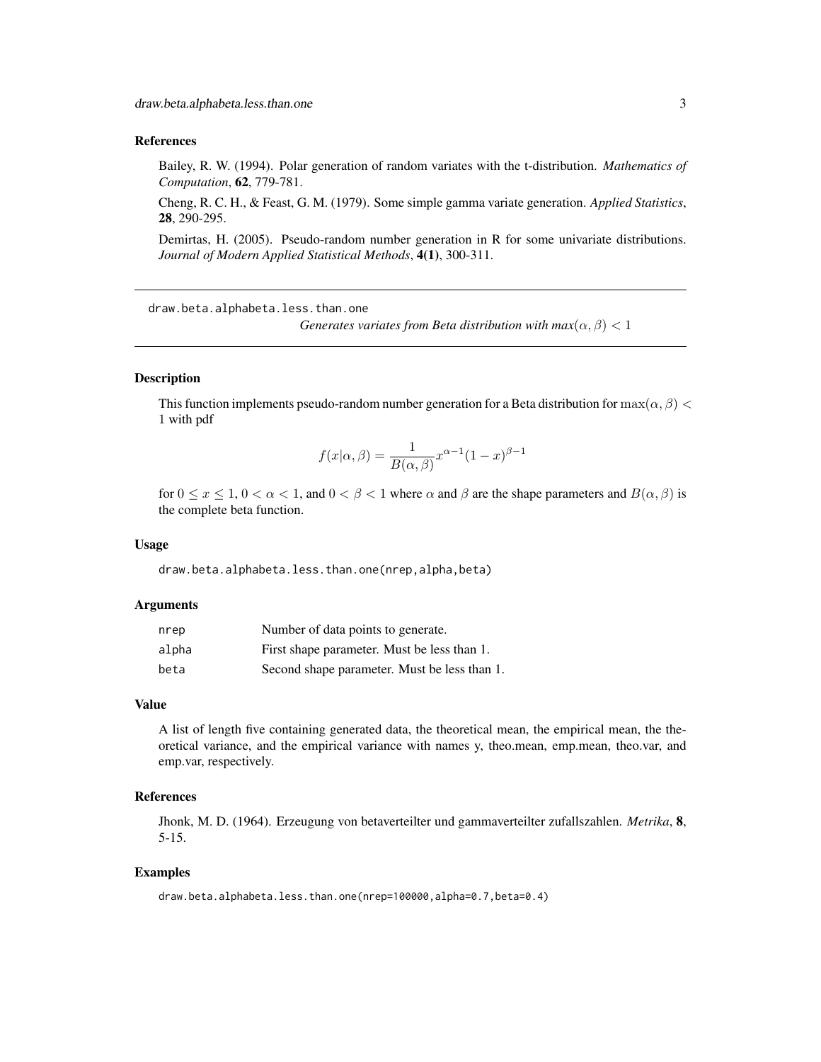## References

Bailey, R. W. (1994). Polar generation of random variates with the t-distribution. *Mathematics of Computation*, **62**, 779-781.

Cheng, R. C. H., & Feast, G. M. (1979). Some simple gamma variate generation. *Applied Statistics*, **28**, 290-295.

Demirtas, H. (2005). Pseudo-random number generation in R for some univariate distributions. *Journal of Modern Applied Statistical Methods*, **4(1)**, 300-311.

---

# draw.beta.alphabeta.less.than.one

*Generates variates from Beta distribution with max$(\alpha, \beta) < 1$*

---

## Description

This function implements pseudo-random number generation for a Beta distribution for $\max(\alpha, \beta) < 1$ with pdf

$$f(x|\alpha, \beta) = \frac{1}{B(\alpha, \beta)} x^{\alpha-1}(1-x)^{\beta-1}$$

for $0 \leq x \leq 1$, $0 < \alpha < 1$, and $0 < \beta < 1$ where $\alpha$ and $\beta$ are the shape parameters and $B(\alpha, \beta)$ is the complete beta function.

## Usage

```
draw.beta.alphabeta.less.than.one(nrep,alpha,beta)
```

## Arguments

| | |
|---|---|
| nrep | Number of data points to generate. |
| alpha | First shape parameter. Must be less than 1. |
| beta | Second shape parameter. Must be less than 1. |

## Value

A list of length five containing generated data, the theoretical mean, the empirical mean, the theoretical variance, and the empirical variance with names y, theo.mean, emp.mean, theo.var, and emp.var, respectively.

## References

Jhonk, M. D. (1964). Erzeugung von betaverteilter und gammaverteilter zufallszahlen. *Metrika*, **8**, 5-15.

## Examples

```
draw.beta.alphabeta.less.than.one(nrep=100000,alpha=0.7,beta=0.4)
```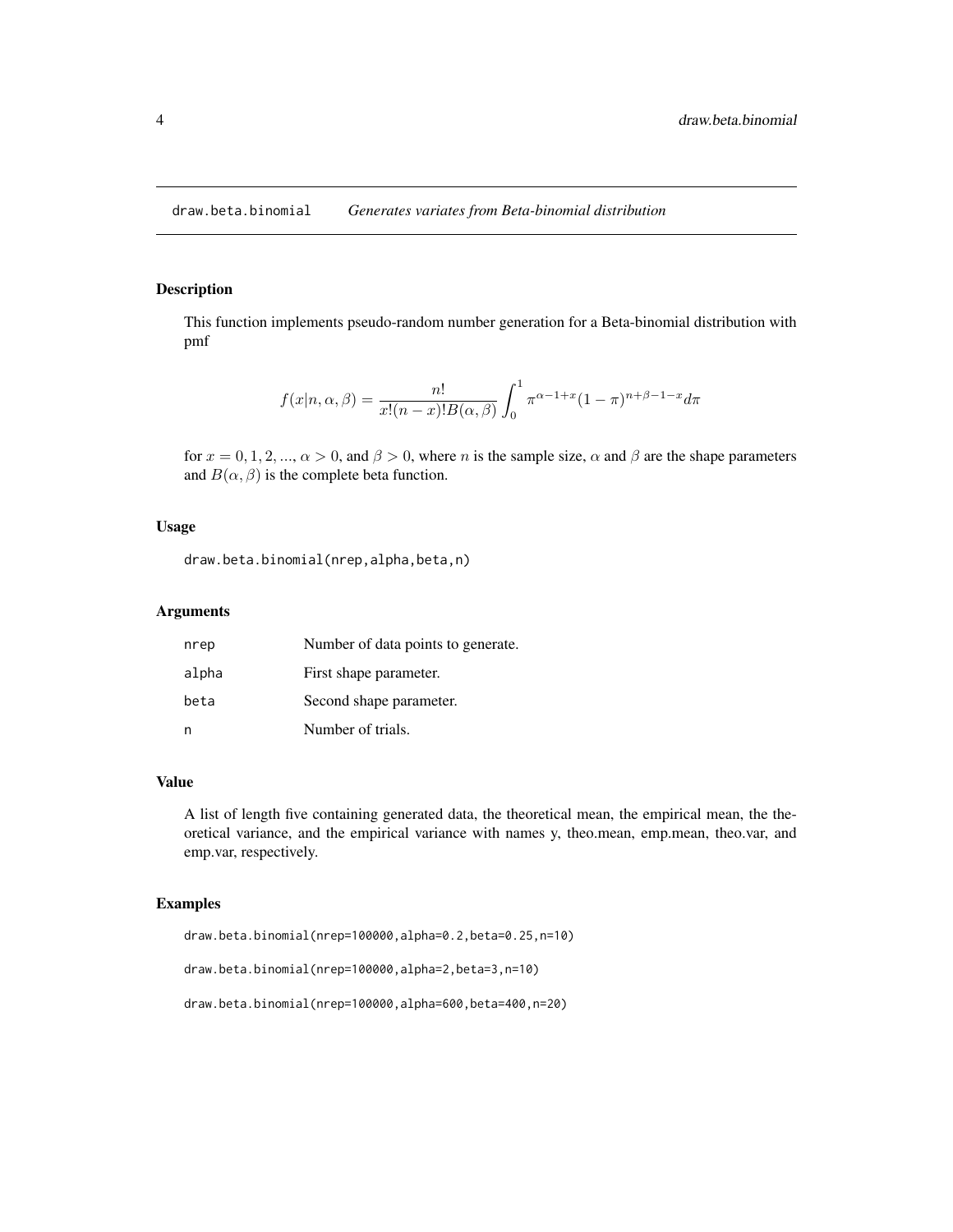# draw.beta.binomial *Generates variates from Beta-binomial distribution*

## Description

This function implements pseudo-random number generation for a Beta-binomial distribution with pmf

$$f(x|n, \alpha, \beta) = \frac{n!}{x!(n-x)!B(\alpha, \beta)} \int_0^1 \pi^{\alpha-1+x}(1-\pi)^{n+\beta-1-x} d\pi$$

for $x = 0, 1, 2, ..., \alpha > 0$, and $\beta > 0$, where $n$ is the sample size, $\alpha$ and $\beta$ are the shape parameters and $B(\alpha, \beta)$ is the complete beta function.

## Usage

```
draw.beta.binomial(nrep,alpha,beta,n)
```

## Arguments

| | |
|---|---|
| nrep | Number of data points to generate. |
| alpha | First shape parameter. |
| beta | Second shape parameter. |
| n | Number of trials. |

## Value

A list of length five containing generated data, the theoretical mean, the empirical mean, the theoretical variance, and the empirical variance with names y, theo.mean, emp.mean, theo.var, and emp.var, respectively.

## Examples

```
draw.beta.binomial(nrep=100000,alpha=0.2,beta=0.25,n=10)

draw.beta.binomial(nrep=100000,alpha=2,beta=3,n=10)

draw.beta.binomial(nrep=100000,alpha=600,beta=400,n=20)
```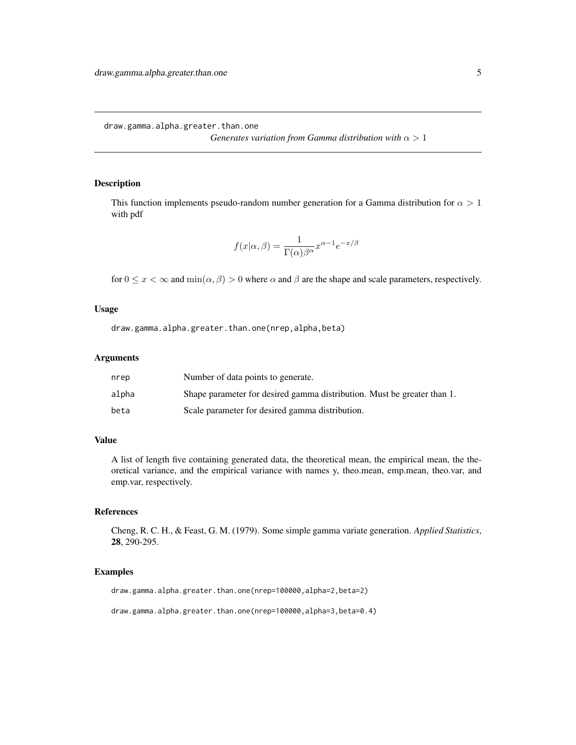draw.gamma.alpha.greater.than.one
*Generates variation from Gamma distribution with $\alpha > 1$*

## Description

This function implements pseudo-random number generation for a Gamma distribution for $\alpha > 1$ with pdf

$$f(x|\alpha, \beta) = \frac{1}{\Gamma(\alpha)\beta^{\alpha}} x^{\alpha-1} e^{-x/\beta}$$

for $0 \leq x < \infty$ and $\min(\alpha, \beta) > 0$ where $\alpha$ and $\beta$ are the shape and scale parameters, respectively.

## Usage

```
draw.gamma.alpha.greater.than.one(nrep,alpha,beta)
```

## Arguments

| | |
|---|---|
| nrep | Number of data points to generate. |
| alpha | Shape parameter for desired gamma distribution. Must be greater than 1. |
| beta | Scale parameter for desired gamma distribution. |

## Value

A list of length five containing generated data, the theoretical mean, the empirical mean, the theoretical variance, and the empirical variance with names y, theo.mean, emp.mean, theo.var, and emp.var, respectively.

## References

Cheng, R. C. H., & Feast, G. M. (1979). Some simple gamma variate generation. *Applied Statistics*, **28**, 290-295.

## Examples

```
draw.gamma.alpha.greater.than.one(nrep=100000,alpha=2,beta=2)

draw.gamma.alpha.greater.than.one(nrep=100000,alpha=3,beta=0.4)
```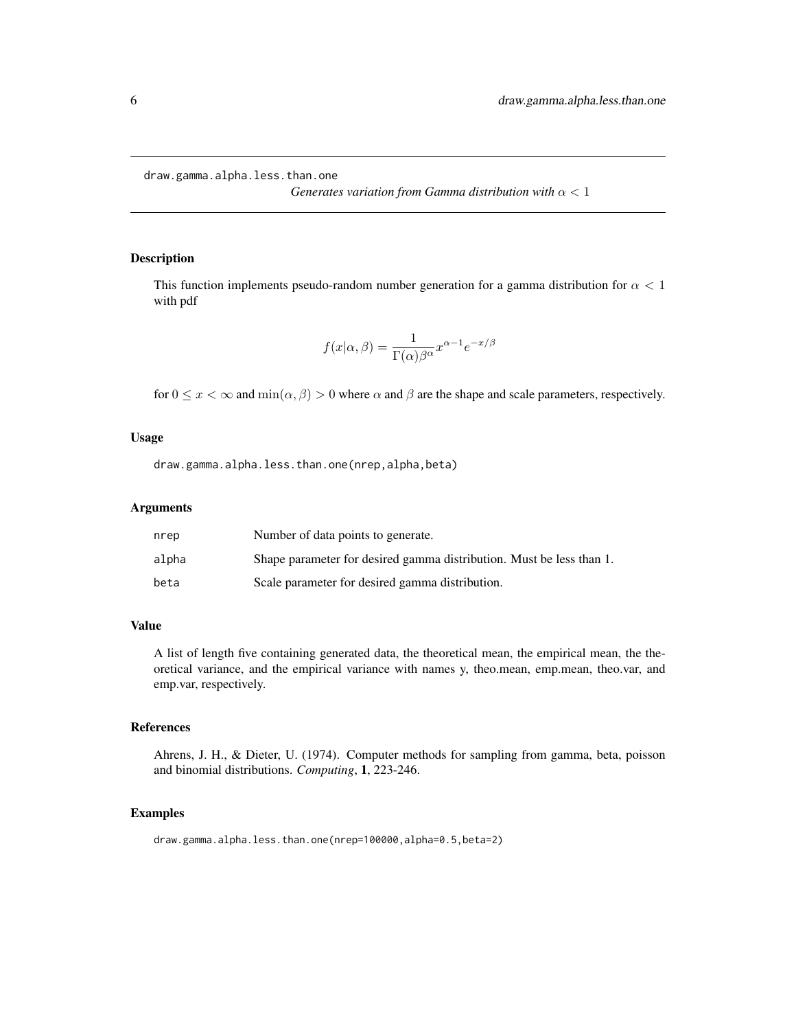draw.gamma.alpha.less.than.one

*Generates variation from Gamma distribution with* $\alpha < 1$

## Description

This function implements pseudo-random number generation for a gamma distribution for $\alpha < 1$ with pdf

$$f(x|\alpha, \beta) = \frac{1}{\Gamma(\alpha)\beta^{\alpha}} x^{\alpha-1} e^{-x/\beta}$$

for $0 \leq x < \infty$ and $\min(\alpha, \beta) > 0$ where $\alpha$ and $\beta$ are the shape and scale parameters, respectively.

## Usage

```
draw.gamma.alpha.less.than.one(nrep,alpha,beta)
```

## Arguments

| | |
|---|---|
| nrep | Number of data points to generate. |
| alpha | Shape parameter for desired gamma distribution. Must be less than 1. |
| beta | Scale parameter for desired gamma distribution. |

## Value

A list of length five containing generated data, the theoretical mean, the empirical mean, the theoretical variance, and the empirical variance with names y, theo.mean, emp.mean, theo.var, and emp.var, respectively.

## References

Ahrens, J. H., & Dieter, U. (1974). Computer methods for sampling from gamma, beta, poisson and binomial distributions. *Computing*, **1**, 223-246.

## Examples

```
draw.gamma.alpha.less.than.one(nrep=100000,alpha=0.5,beta=2)
```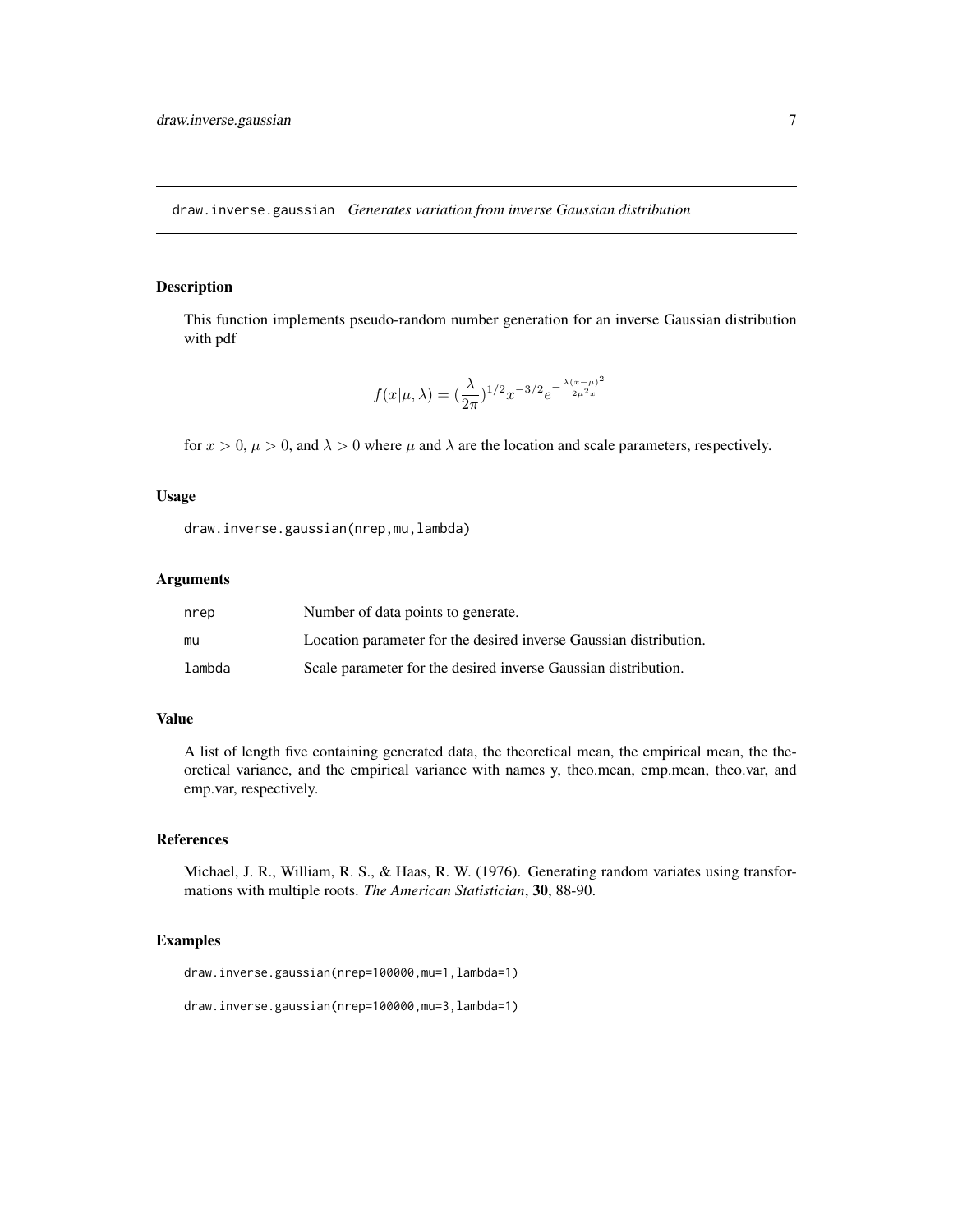draw.inverse.gaussian *Generates variation from inverse Gaussian distribution*

## Description

This function implements pseudo-random number generation for an inverse Gaussian distribution with pdf

$$f(x|\mu,\lambda) = (\frac{\lambda}{2\pi})^{1/2} x^{-3/2} e^{-\frac{\lambda(x-\mu)^2}{2\mu^2 x}}$$

for $x > 0$, $\mu > 0$, and $\lambda > 0$ where $\mu$ and $\lambda$ are the location and scale parameters, respectively.

## Usage

```
draw.inverse.gaussian(nrep,mu,lambda)
```

## Arguments

| | |
|---|---|
| nrep | Number of data points to generate. |
| mu | Location parameter for the desired inverse Gaussian distribution. |
| lambda | Scale parameter for the desired inverse Gaussian distribution. |

## Value

A list of length five containing generated data, the theoretical mean, the empirical mean, the theoretical variance, and the empirical variance with names y, theo.mean, emp.mean, theo.var, and emp.var, respectively.

## References

Michael, J. R., William, R. S., & Haas, R. W. (1976). Generating random variates using transformations with multiple roots. *The American Statistician*, **30**, 88-90.

## Examples

```
draw.inverse.gaussian(nrep=100000,mu=1,lambda=1)

draw.inverse.gaussian(nrep=100000,mu=3,lambda=1)
```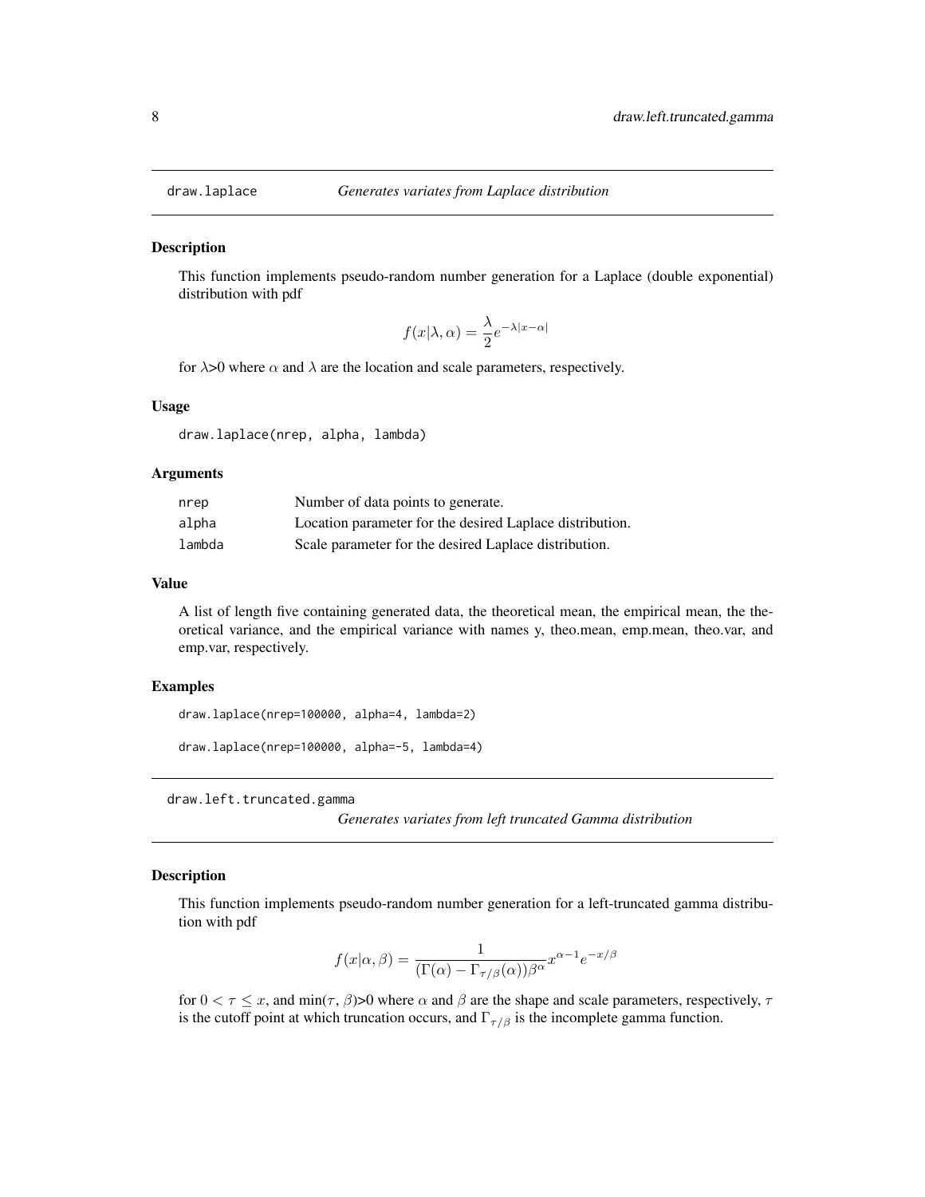## draw.laplace — *Generates variates from Laplace distribution*

### Description

This function implements pseudo-random number generation for a Laplace (double exponential) distribution with pdf

$$f(x|\lambda, \alpha) = \frac{\lambda}{2} e^{-\lambda|x-\alpha|}$$

for $\lambda$>0 where $\alpha$ and $\lambda$ are the location and scale parameters, respectively.

### Usage

```
draw.laplace(nrep, alpha, lambda)
```

### Arguments

| | |
|---|---|
| nrep | Number of data points to generate. |
| alpha | Location parameter for the desired Laplace distribution. |
| lambda | Scale parameter for the desired Laplace distribution. |

### Value

A list of length five containing generated data, the theoretical mean, the empirical mean, the theoretical variance, and the empirical variance with names y, theo.mean, emp.mean, theo.var, and emp.var, respectively.

### Examples

```
draw.laplace(nrep=100000, alpha=4, lambda=2)

draw.laplace(nrep=100000, alpha=-5, lambda=4)
```

## draw.left.truncated.gamma — *Generates variates from left truncated Gamma distribution*

### Description

This function implements pseudo-random number generation for a left-truncated gamma distribution with pdf

$$f(x|\alpha, \beta) = \frac{1}{(\Gamma(\alpha) - \Gamma_{\tau/\beta}(\alpha))\beta^{\alpha}} x^{\alpha-1} e^{-x/\beta}$$

for $0 < \tau \leq x$, and min($\tau$, $\beta$)>0 where $\alpha$ and $\beta$ are the shape and scale parameters, respectively, $\tau$ is the cutoff point at which truncation occurs, and $\Gamma_{\tau/\beta}$ is the incomplete gamma function.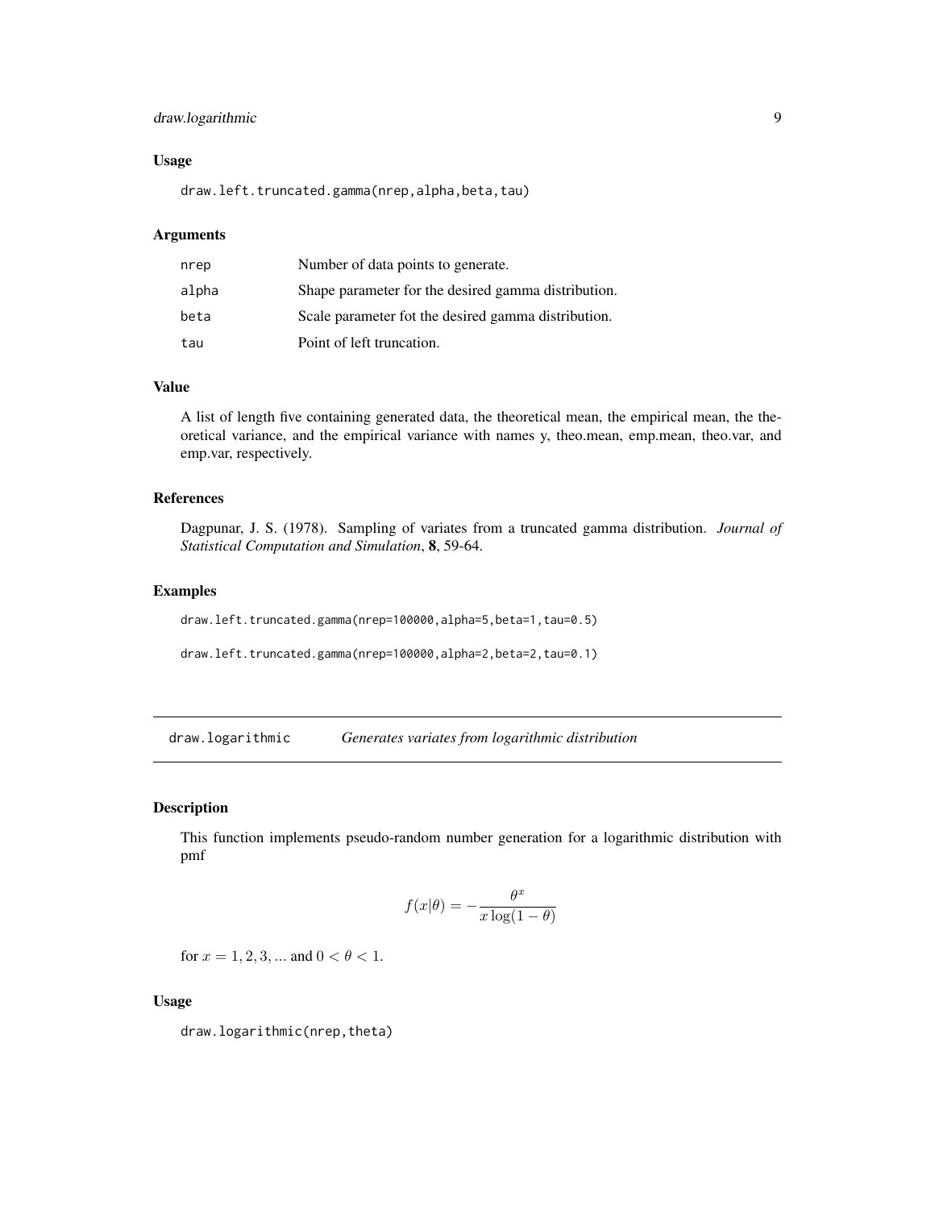### Usage

```
draw.left.truncated.gamma(nrep,alpha,beta,tau)
```

### Arguments

| | |
|---|---|
| nrep | Number of data points to generate. |
| alpha | Shape parameter for the desired gamma distribution. |
| beta | Scale parameter fot the desired gamma distribution. |
| tau | Point of left truncation. |

### Value

A list of length five containing generated data, the theoretical mean, the empirical mean, the theoretical variance, and the empirical variance with names y, theo.mean, emp.mean, theo.var, and emp.var, respectively.

### References

Dagpunar, J. S. (1978). Sampling of variates from a truncated gamma distribution. *Journal of Statistical Computation and Simulation*, **8**, 59-64.

### Examples

```
draw.left.truncated.gamma(nrep=100000,alpha=5,beta=1,tau=0.5)

draw.left.truncated.gamma(nrep=100000,alpha=2,beta=2,tau=0.1)
```

---

## draw.logarithmic *Generates variates from logarithmic distribution*

### Description

This function implements pseudo-random number generation for a logarithmic distribution with pmf

$$f(x|\theta) = -\frac{\theta^x}{x \log(1-\theta)}$$

for $x = 1, 2, 3, ...$ and $0 < \theta < 1$.

### Usage

```
draw.logarithmic(nrep,theta)
```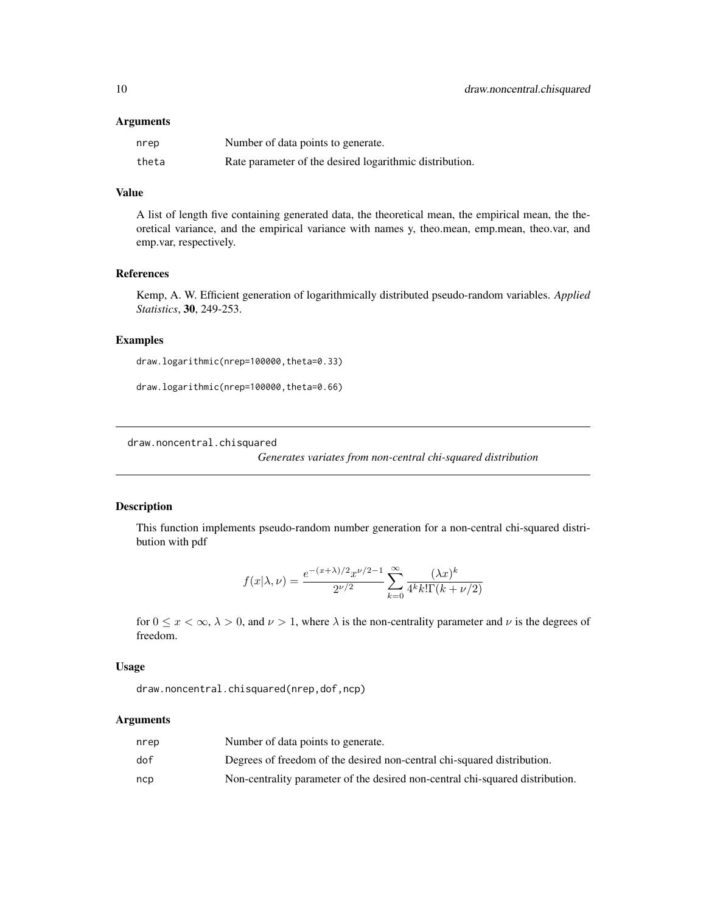### Arguments

| | |
|---|---|
| nrep | Number of data points to generate. |
| theta | Rate parameter of the desired logarithmic distribution. |

### Value

A list of length five containing generated data, the theoretical mean, the empirical mean, the theoretical variance, and the empirical variance with names y, theo.mean, emp.mean, theo.var, and emp.var, respectively.

### References

Kemp, A. W. Efficient generation of logarithmically distributed pseudo-random variables. *Applied Statistics*, **30**, 249-253.

### Examples

```
draw.logarithmic(nrep=100000,theta=0.33)

draw.logarithmic(nrep=100000,theta=0.66)
```

---

## draw.noncentral.chisquared

*Generates variates from non-central chi-squared distribution*

---

### Description

This function implements pseudo-random number generation for a non-central chi-squared distribution with pdf

$$f(x|\lambda, \nu) = \frac{e^{-(x+\lambda)/2} x^{\nu/2-1}}{2^{\nu/2}} \sum_{k=0}^{\infty} \frac{(\lambda x)^k}{4^k k! \Gamma(k + \nu/2)}$$

for $0 \leq x < \infty$, $\lambda > 0$, and $\nu > 1$, where $\lambda$ is the non-centrality parameter and $\nu$ is the degrees of freedom.

### Usage

```
draw.noncentral.chisquared(nrep,dof,ncp)
```

### Arguments

| | |
|---|---|
| nrep | Number of data points to generate. |
| dof | Degrees of freedom of the desired non-central chi-squared distribution. |
| ncp | Non-centrality parameter of the desired non-central chi-squared distribution. |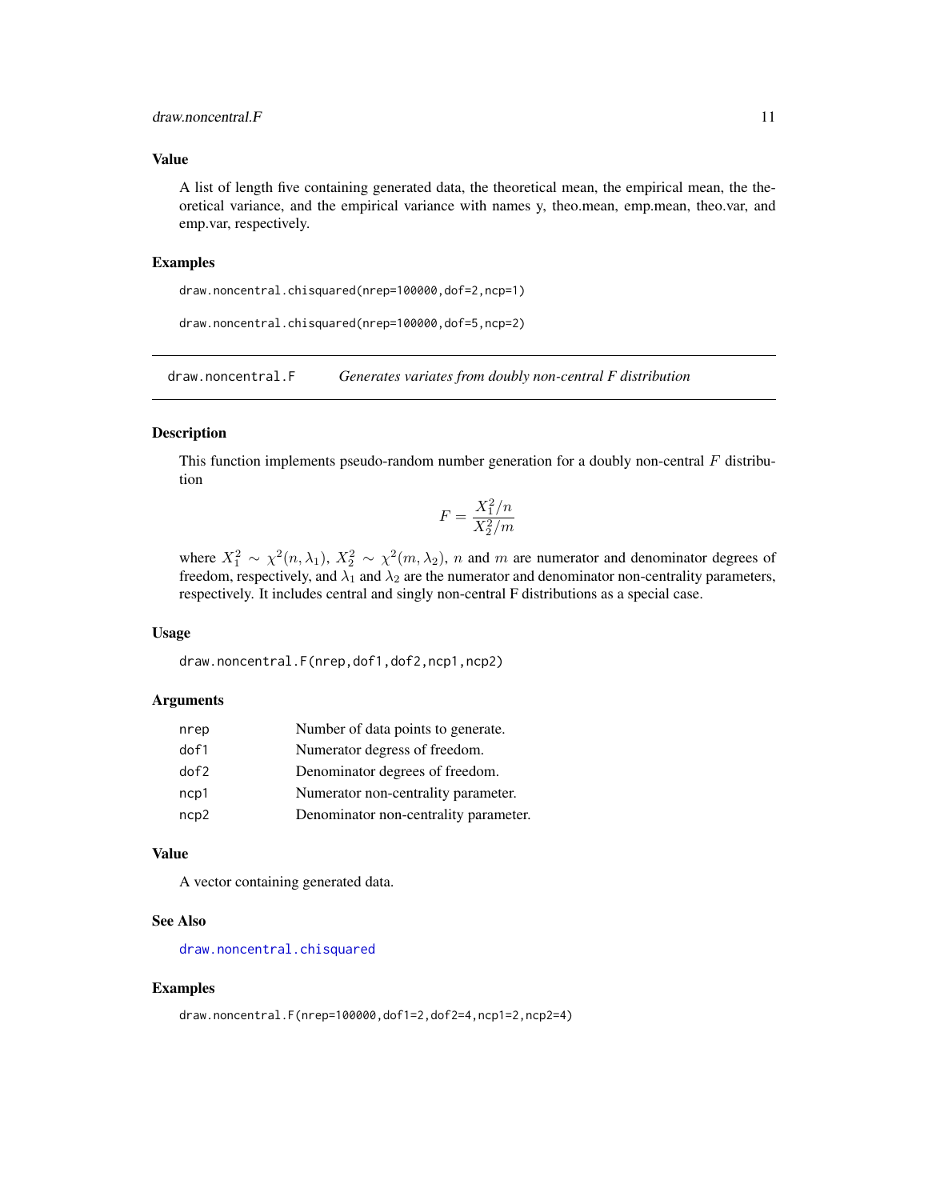### Value

A list of length five containing generated data, the theoretical mean, the empirical mean, the theoretical variance, and the empirical variance with names y, theo.mean, emp.mean, theo.var, and emp.var, respectively.

### Examples

```
draw.noncentral.chisquared(nrep=100000,dof=2,ncp=1)

draw.noncentral.chisquared(nrep=100000,dof=5,ncp=2)
```

---

## draw.noncentral.F — *Generates variates from doubly non-central F distribution*

---

### Description

This function implements pseudo-random number generation for a doubly non-central $F$ distribution

$$F = \frac{X_1^2/n}{X_2^2/m}$$

where $X_1^2 \sim \chi^2(n, \lambda_1)$, $X_2^2 \sim \chi^2(m, \lambda_2)$, $n$ and $m$ are numerator and denominator degrees of freedom, respectively, and $\lambda_1$ and $\lambda_2$ are the numerator and denominator non-centrality parameters, respectively. It includes central and singly non-central F distributions as a special case.

### Usage

```
draw.noncentral.F(nrep,dof1,dof2,ncp1,ncp2)
```

### Arguments

| | |
|---|---|
| nrep | Number of data points to generate. |
| dof1 | Numerator degress of freedom. |
| dof2 | Denominator degrees of freedom. |
| ncp1 | Numerator non-centrality parameter. |
| ncp2 | Denominator non-centrality parameter. |

### Value

A vector containing generated data.

### See Also

draw.noncentral.chisquared

### Examples

```
draw.noncentral.F(nrep=100000,dof1=2,dof2=4,ncp1=2,ncp2=4)
```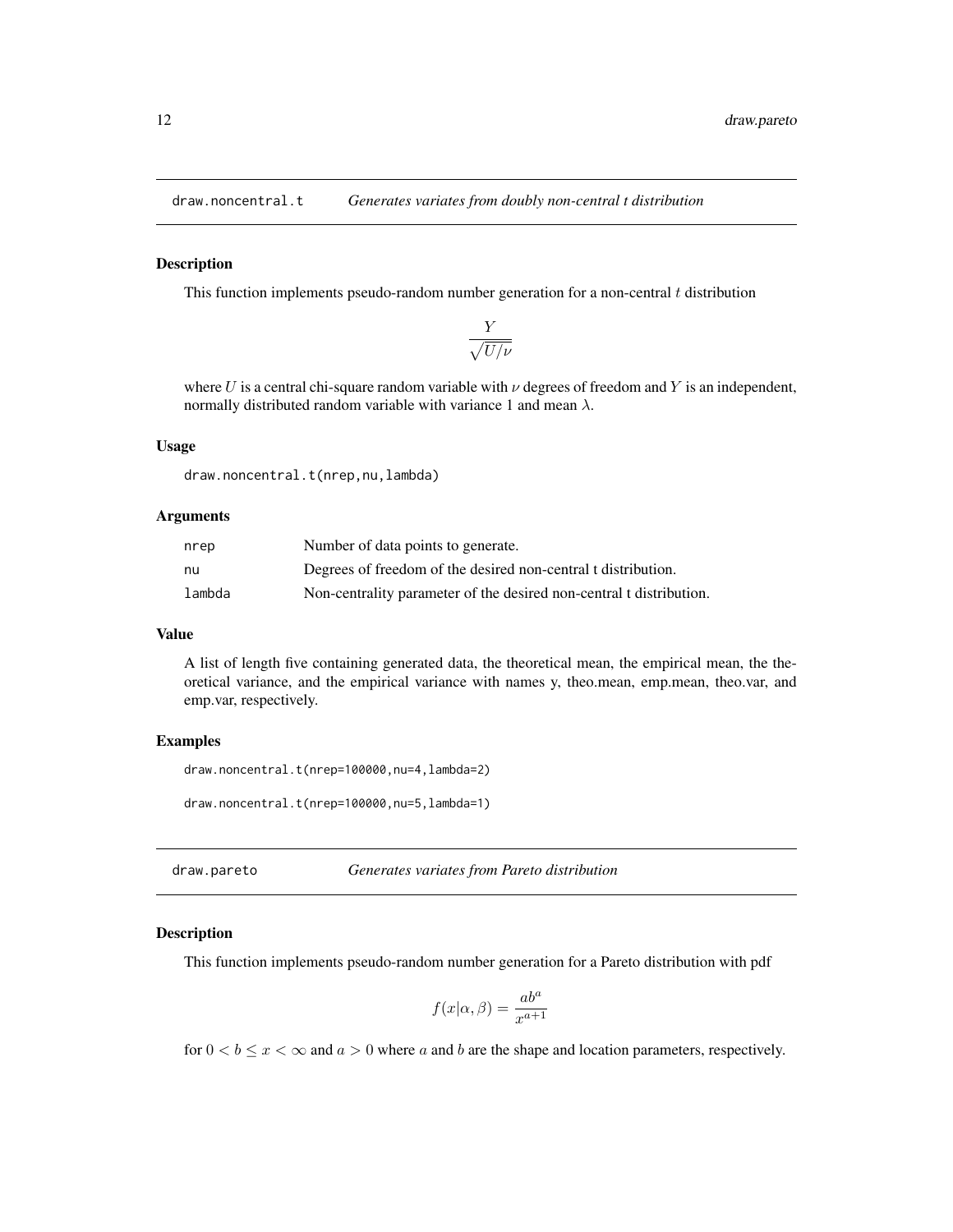## draw.noncentral.t — *Generates variates from doubly non-central t distribution*

### Description

This function implements pseudo-random number generation for a non-central $t$ distribution

$$\frac{Y}{\sqrt{U/\nu}}$$

where $U$ is a central chi-square random variable with $\nu$ degrees of freedom and $Y$ is an independent, normally distributed random variable with variance 1 and mean $\lambda$.

### Usage

```
draw.noncentral.t(nrep,nu,lambda)
```

### Arguments

| | |
|---|---|
| nrep | Number of data points to generate. |
| nu | Degrees of freedom of the desired non-central t distribution. |
| lambda | Non-centrality parameter of the desired non-central t distribution. |

### Value

A list of length five containing generated data, the theoretical mean, the empirical mean, the theoretical variance, and the empirical variance with names y, theo.mean, emp.mean, theo.var, and emp.var, respectively.

### Examples

```
draw.noncentral.t(nrep=100000,nu=4,lambda=2)

draw.noncentral.t(nrep=100000,nu=5,lambda=1)
```

## draw.pareto — *Generates variates from Pareto distribution*

### Description

This function implements pseudo-random number generation for a Pareto distribution with pdf

$$f(x|\alpha, \beta) = \frac{ab^a}{x^{a+1}}$$

for $0 < b \leq x < \infty$ and $a > 0$ where $a$ and $b$ are the shape and location parameters, respectively.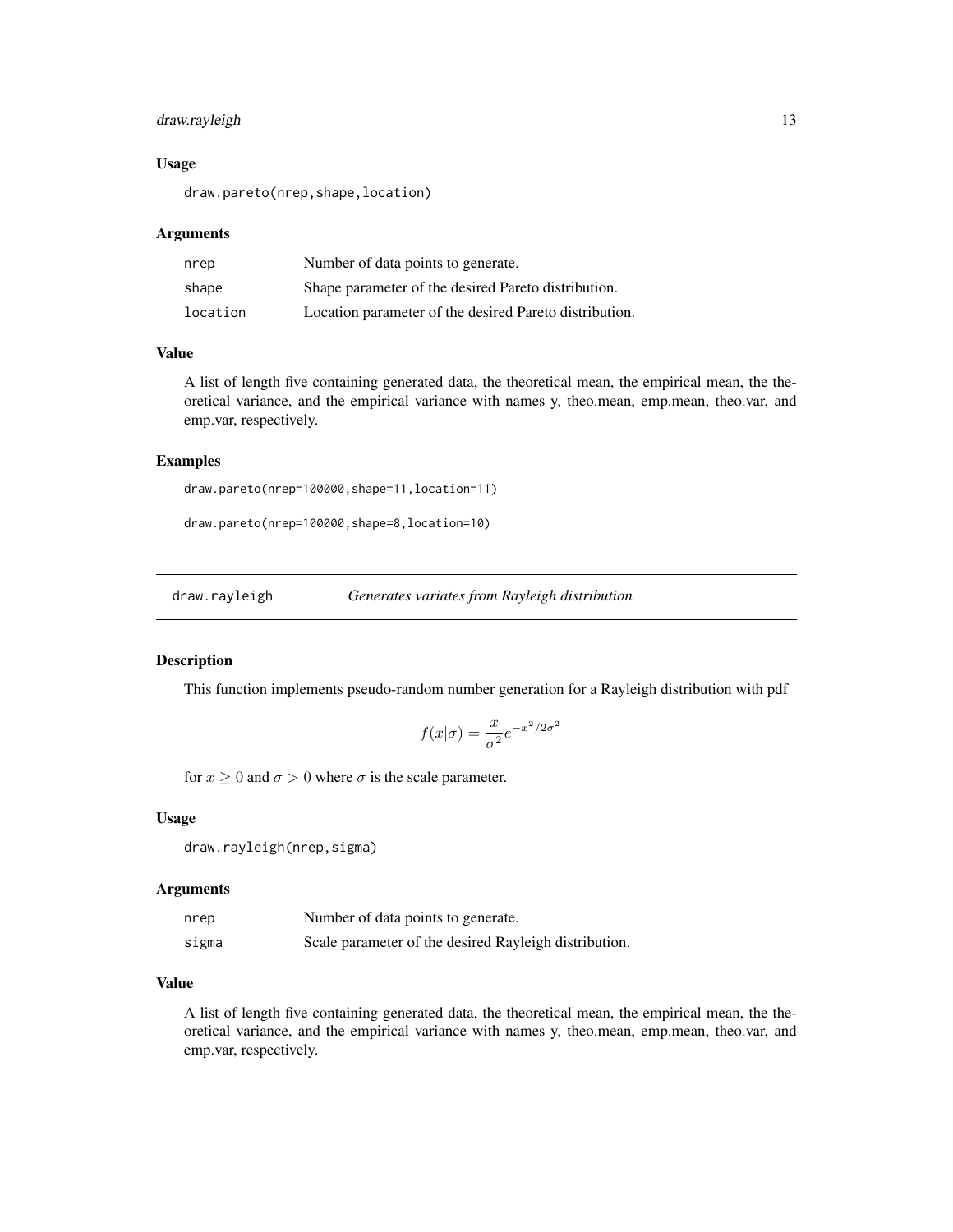### Usage

```
draw.pareto(nrep,shape,location)
```

### Arguments

| | |
|---|---|
| nrep | Number of data points to generate. |
| shape | Shape parameter of the desired Pareto distribution. |
| location | Location parameter of the desired Pareto distribution. |

### Value

A list of length five containing generated data, the theoretical mean, the empirical mean, the theoretical variance, and the empirical variance with names y, theo.mean, emp.mean, theo.var, and emp.var, respectively.

### Examples

```
draw.pareto(nrep=100000,shape=11,location=11)

draw.pareto(nrep=100000,shape=8,location=10)
```

---

## draw.rayleigh &nbsp;&nbsp;&nbsp;&nbsp; *Generates variates from Rayleigh distribution*

### Description

This function implements pseudo-random number generation for a Rayleigh distribution with pdf

$$f(x|\sigma) = \frac{x}{\sigma^2} e^{-x^2/2\sigma^2}$$

for $x \geq 0$ and $\sigma > 0$ where $\sigma$ is the scale parameter.

### Usage

```
draw.rayleigh(nrep,sigma)
```

### Arguments

| | |
|---|---|
| nrep | Number of data points to generate. |
| sigma | Scale parameter of the desired Rayleigh distribution. |

### Value

A list of length five containing generated data, the theoretical mean, the empirical mean, the theoretical variance, and the empirical variance with names y, theo.mean, emp.mean, theo.var, and emp.var, respectively.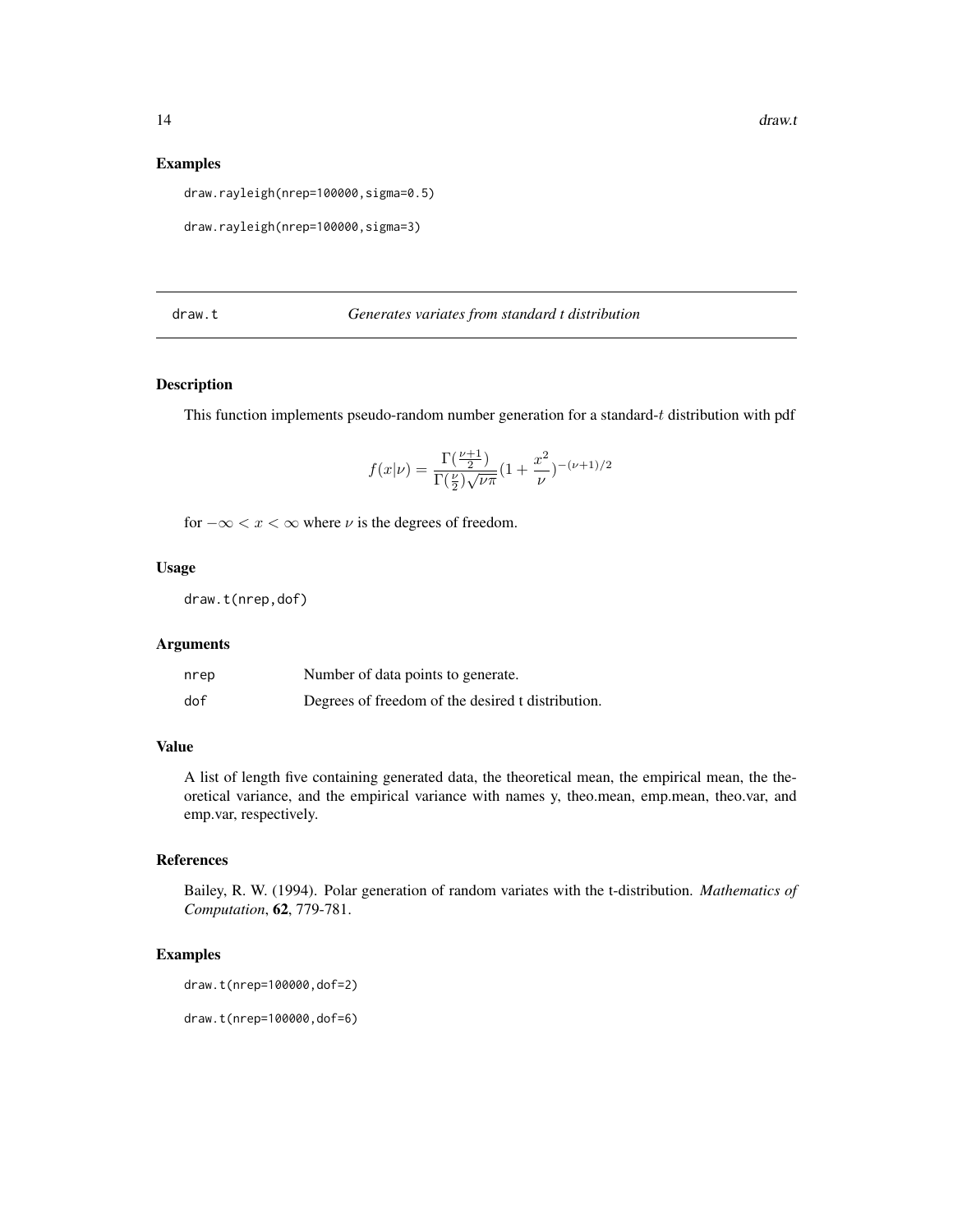## Examples

```
draw.rayleigh(nrep=100000,sigma=0.5)

draw.rayleigh(nrep=100000,sigma=3)
```

---

# draw.t — *Generates variates from standard t distribution*

---

### Description

This function implements pseudo-random number generation for a standard-$t$ distribution with pdf

$$f(x|\nu) = \frac{\Gamma(\frac{\nu+1}{2})}{\Gamma(\frac{\nu}{2})\sqrt{\nu\pi}}(1 + \frac{x^2}{\nu})^{-(\nu+1)/2}$$

for $-\infty < x < \infty$ where $\nu$ is the degrees of freedom.

### Usage

```
draw.t(nrep,dof)
```

### Arguments

| | |
|---|---|
| nrep | Number of data points to generate. |
| dof | Degrees of freedom of the desired t distribution. |

### Value

A list of length five containing generated data, the theoretical mean, the empirical mean, the theoretical variance, and the empirical variance with names y, theo.mean, emp.mean, theo.var, and emp.var, respectively.

### References

Bailey, R. W. (1994). Polar generation of random variates with the t-distribution. *Mathematics of Computation*, **62**, 779-781.

### Examples

```
draw.t(nrep=100000,dof=2)

draw.t(nrep=100000,dof=6)
```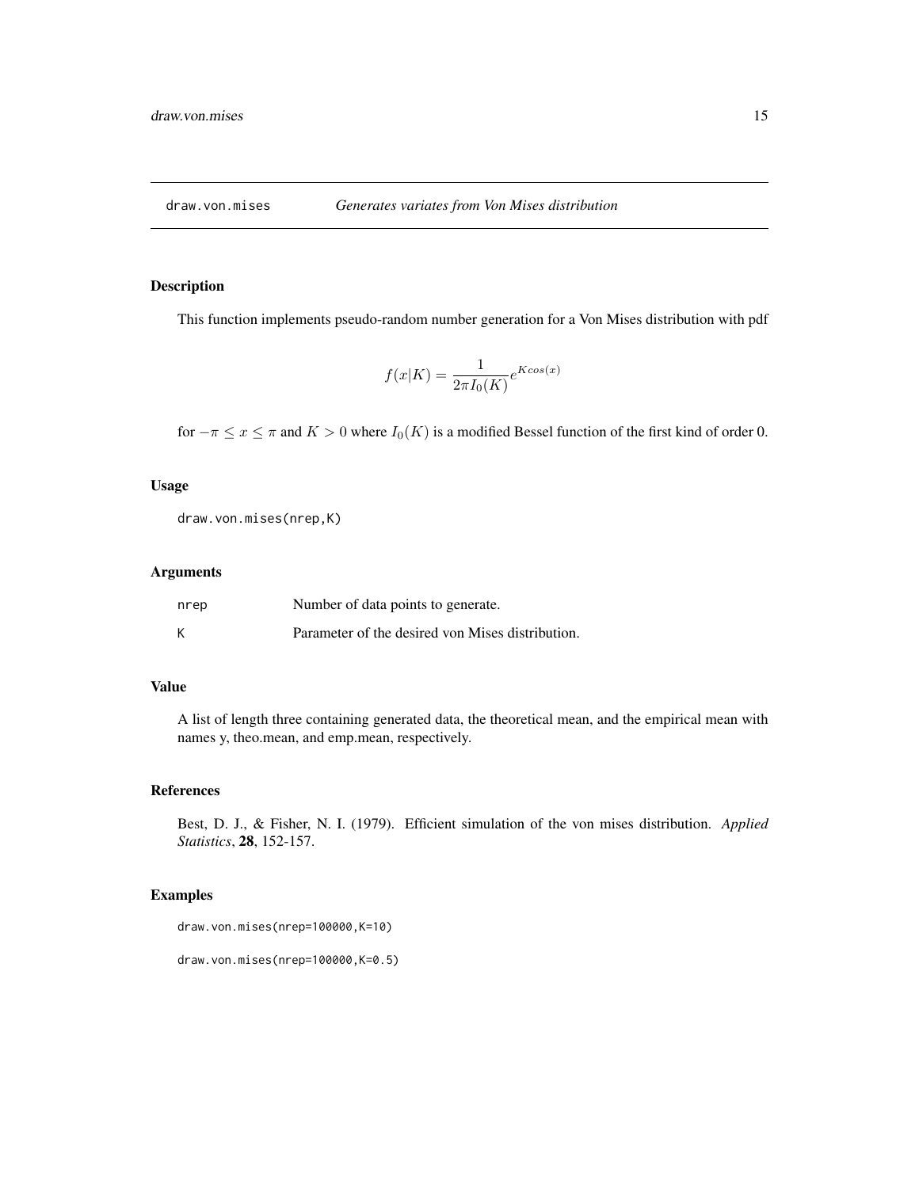## draw.von.mises — *Generates variates from Von Mises distribution*

### Description

This function implements pseudo-random number generation for a Von Mises distribution with pdf

$$f(x|K) = \frac{1}{2\pi I_0(K)} e^{Kcos(x)}$$

for $-\pi \leq x \leq \pi$ and $K > 0$ where $I_0(K)$ is a modified Bessel function of the first kind of order 0.

### Usage

```
draw.von.mises(nrep,K)
```

### Arguments

| | |
|---|---|
| nrep | Number of data points to generate. |
| K | Parameter of the desired von Mises distribution. |

### Value

A list of length three containing generated data, the theoretical mean, and the empirical mean with names y, theo.mean, and emp.mean, respectively.

### References

Best, D. J., & Fisher, N. I. (1979). Efficient simulation of the von mises distribution. *Applied Statistics*, **28**, 152-157.

### Examples

```
draw.von.mises(nrep=100000,K=10)

draw.von.mises(nrep=100000,K=0.5)
```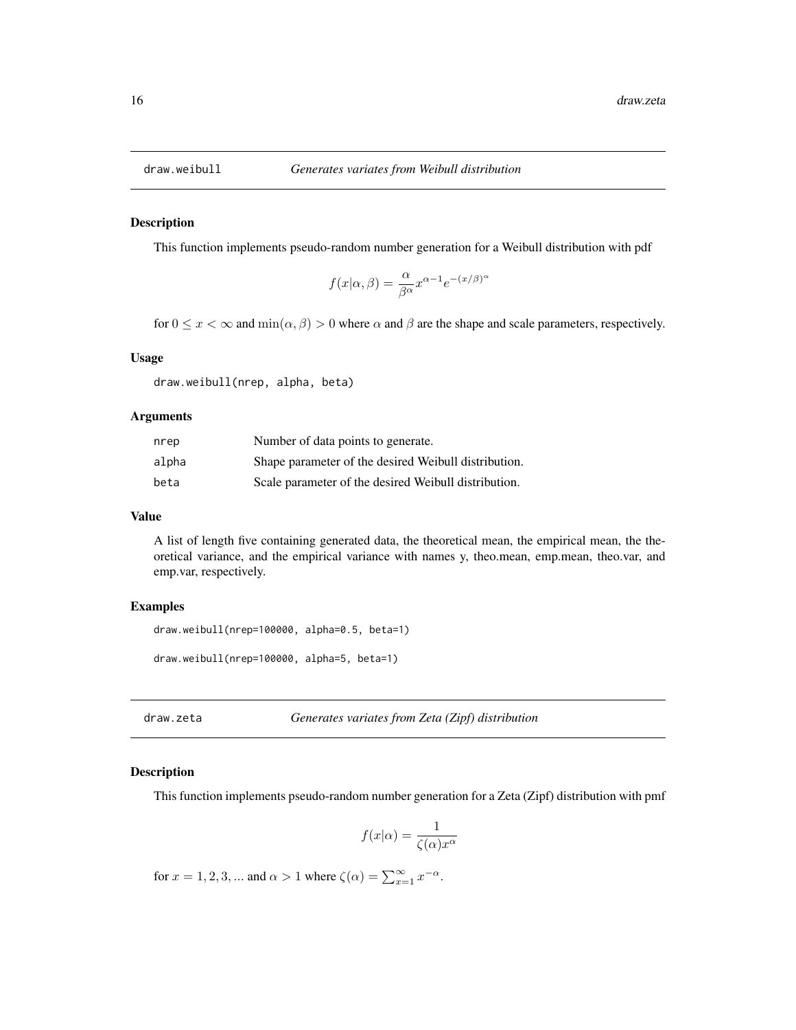## draw.weibull — *Generates variates from Weibull distribution*

### Description

This function implements pseudo-random number generation for a Weibull distribution with pdf

$$f(x|\alpha, \beta) = \frac{\alpha}{\beta^\alpha} x^{\alpha-1} e^{-(x/\beta)^\alpha}$$

for $0 \leq x < \infty$ and $\min(\alpha, \beta) > 0$ where $\alpha$ and $\beta$ are the shape and scale parameters, respectively.

### Usage

```
draw.weibull(nrep, alpha, beta)
```

### Arguments

| | |
|---|---|
| nrep | Number of data points to generate. |
| alpha | Shape parameter of the desired Weibull distribution. |
| beta | Scale parameter of the desired Weibull distribution. |

### Value

A list of length five containing generated data, the theoretical mean, the empirical mean, the theoretical variance, and the empirical variance with names y, theo.mean, emp.mean, theo.var, and emp.var, respectively.

### Examples

```
draw.weibull(nrep=100000, alpha=0.5, beta=1)

draw.weibull(nrep=100000, alpha=5, beta=1)
```

## draw.zeta — *Generates variates from Zeta (Zipf) distribution*

### Description

This function implements pseudo-random number generation for a Zeta (Zipf) distribution with pmf

$$f(x|\alpha) = \frac{1}{\zeta(\alpha) x^\alpha}$$

for $x = 1, 2, 3, ...$ and $\alpha > 1$ where $\zeta(\alpha) = \sum_{x=1}^{\infty} x^{-\alpha}$.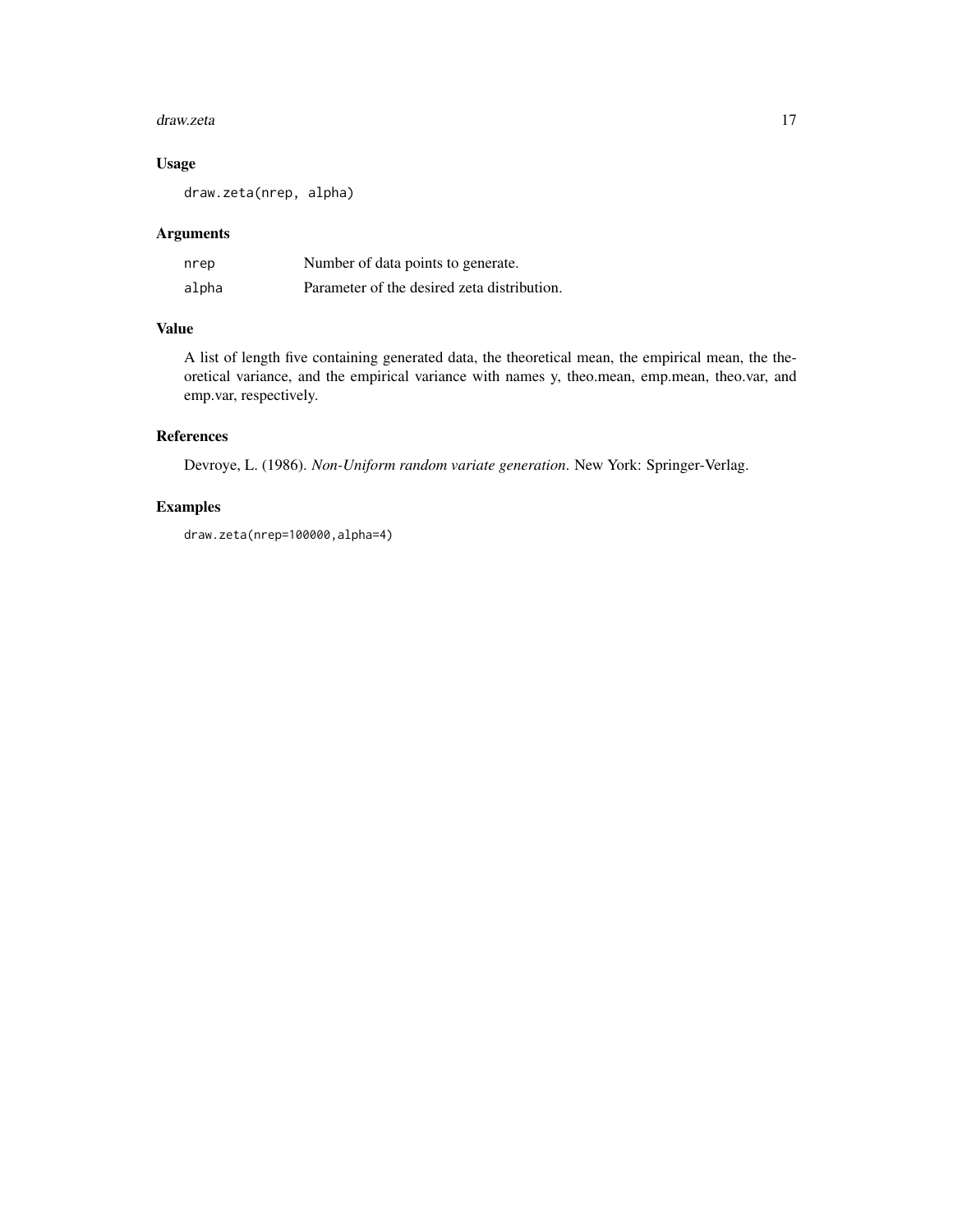## Usage

```
draw.zeta(nrep, alpha)
```

## Arguments

| | |
|---|---|
| nrep | Number of data points to generate. |
| alpha | Parameter of the desired zeta distribution. |

## Value

A list of length five containing generated data, the theoretical mean, the empirical mean, the theoretical variance, and the empirical variance with names y, theo.mean, emp.mean, theo.var, and emp.var, respectively.

## References

Devroye, L. (1986). *Non-Uniform random variate generation*. New York: Springer-Verlag.

## Examples

```
draw.zeta(nrep=100000,alpha=4)
```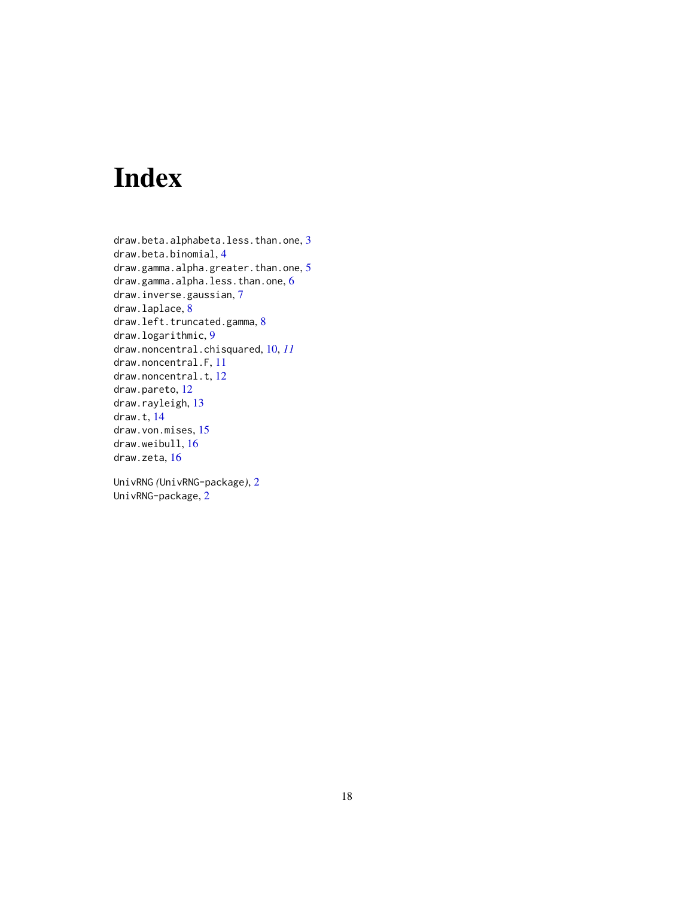# Index

draw.beta.alphabeta.less.than.one, 3
draw.beta.binomial, 4
draw.gamma.alpha.greater.than.one, 5
draw.gamma.alpha.less.than.one, 6
draw.inverse.gaussian, 7
draw.laplace, 8
draw.left.truncated.gamma, 8
draw.logarithmic, 9
draw.noncentral.chisquared, 10, *11*
draw.noncentral.F, 11
draw.noncentral.t, 12
draw.pareto, 12
draw.rayleigh, 13
draw.t, 14
draw.von.mises, 15
draw.weibull, 16
draw.zeta, 16

UnivRNG *(*UnivRNG-package*)*, 2
UnivRNG-package, 2